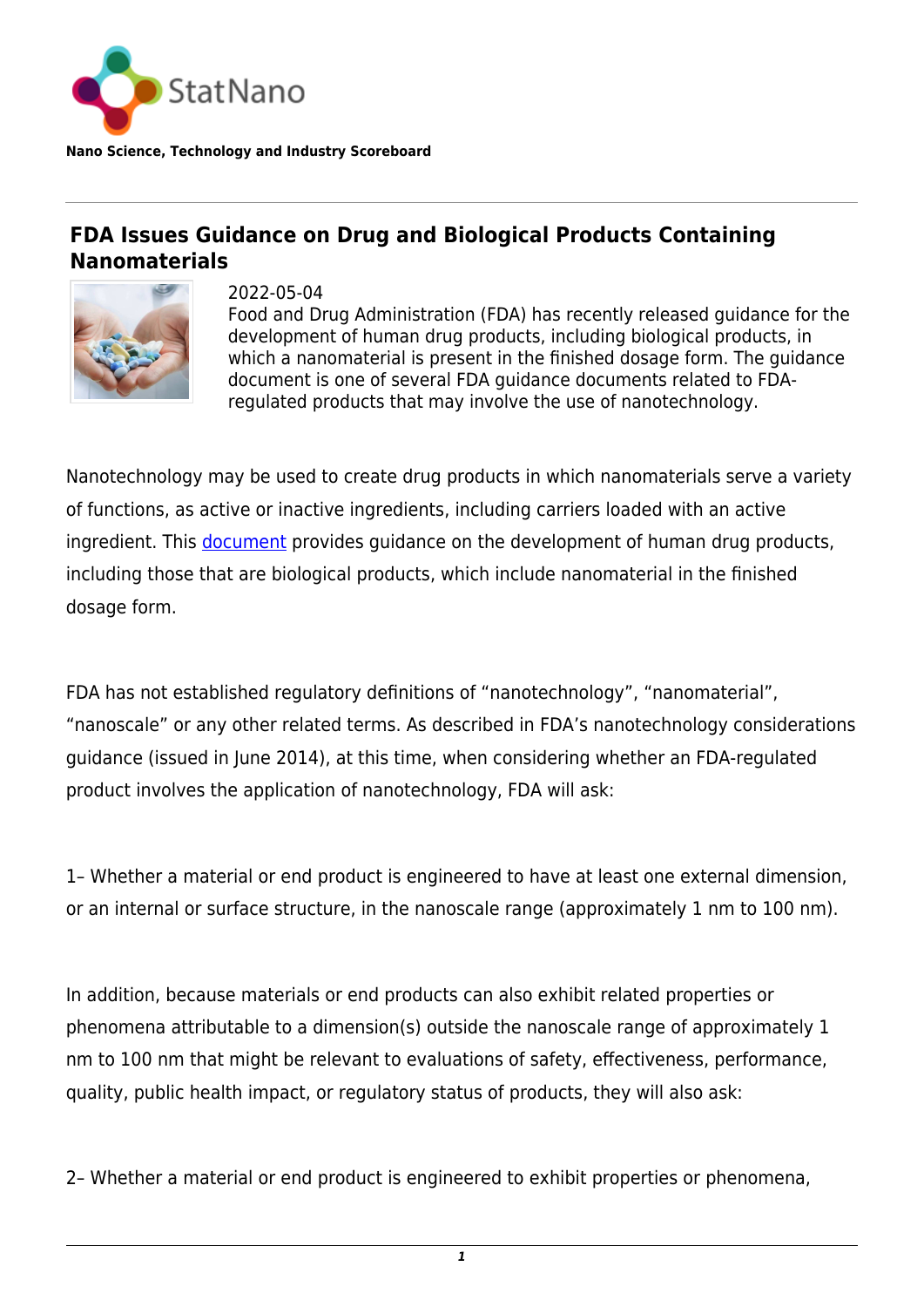StatNano

**Nano Science, Technology and Industry Scoreboard**

## FDA Issues Guidance on Drug and Biological Products Containing Nanomaterials

2022-05-04

Food and Drug Administration (FDA) has recently released guidance for the development of human drug products, including biological products, in which a nanomaterial is present in the finished dosage form. The guidance document is one of several FDA guidance documents related to FDA-regulated products that may involve the use of nanotechnology.

Nanotechnology may be used to create drug products in which nanomaterials serve a variety of functions, as active or inactive ingredients, including carriers loaded with an active ingredient. This document provides guidance on the development of human drug products, including those that are biological products, which include nanomaterial in the finished dosage form.

FDA has not established regulatory definitions of "nanotechnology", "nanomaterial", "nanoscale" or any other related terms. As described in FDA's nanotechnology considerations guidance (issued in June 2014), at this time, when considering whether an FDA-regulated product involves the application of nanotechnology, FDA will ask:

1– Whether a material or end product is engineered to have at least one external dimension, or an internal or surface structure, in the nanoscale range (approximately 1 nm to 100 nm).

In addition, because materials or end products can also exhibit related properties or phenomena attributable to a dimension(s) outside the nanoscale range of approximately 1 nm to 100 nm that might be relevant to evaluations of safety, effectiveness, performance, quality, public health impact, or regulatory status of products, they will also ask:

2– Whether a material or end product is engineered to exhibit properties or phenomena,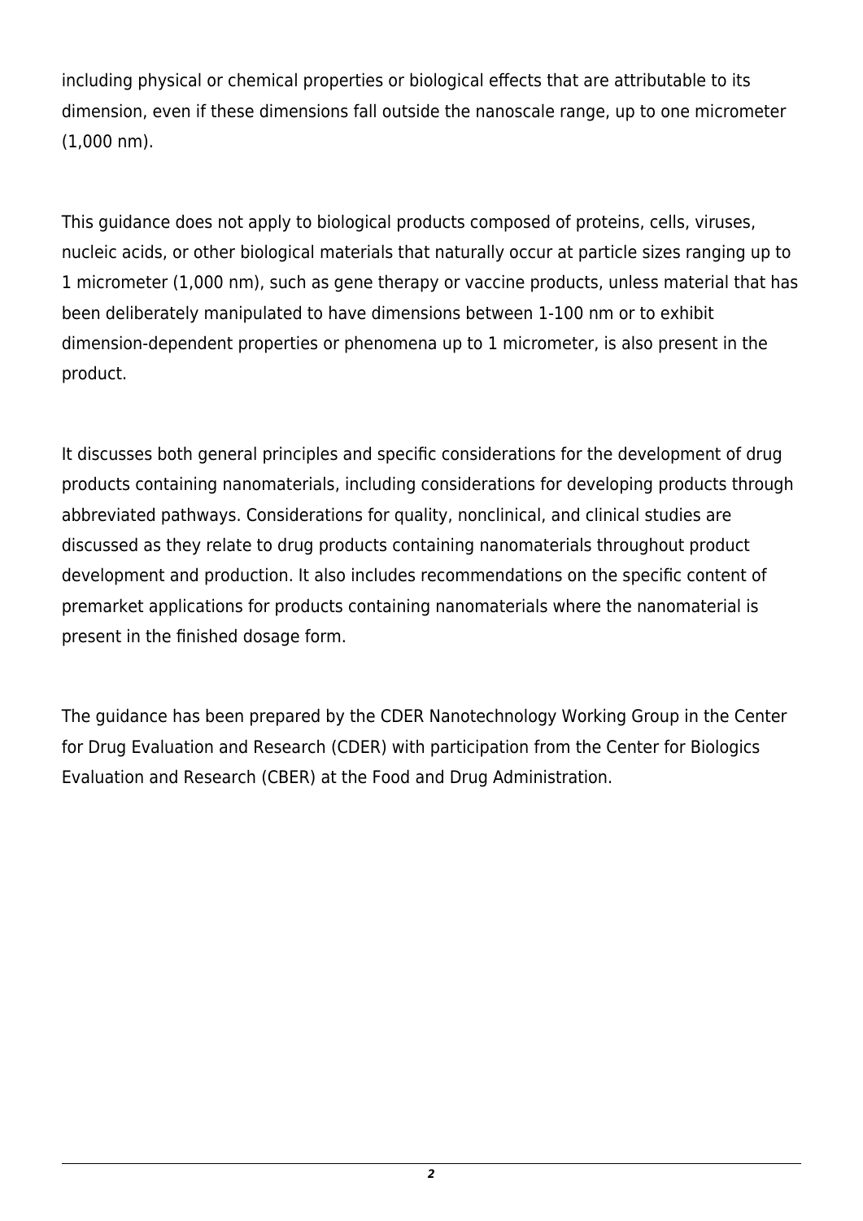including physical or chemical properties or biological effects that are attributable to its dimension, even if these dimensions fall outside the nanoscale range, up to one micrometer (1,000 nm).

This guidance does not apply to biological products composed of proteins, cells, viruses, nucleic acids, or other biological materials that naturally occur at particle sizes ranging up to 1 micrometer (1,000 nm), such as gene therapy or vaccine products, unless material that has been deliberately manipulated to have dimensions between 1-100 nm or to exhibit dimension-dependent properties or phenomena up to 1 micrometer, is also present in the product.

It discusses both general principles and specific considerations for the development of drug products containing nanomaterials, including considerations for developing products through abbreviated pathways. Considerations for quality, nonclinical, and clinical studies are discussed as they relate to drug products containing nanomaterials throughout product development and production. It also includes recommendations on the specific content of premarket applications for products containing nanomaterials where the nanomaterial is present in the finished dosage form.

The guidance has been prepared by the CDER Nanotechnology Working Group in the Center for Drug Evaluation and Research (CDER) with participation from the Center for Biologics Evaluation and Research (CBER) at the Food and Drug Administration.